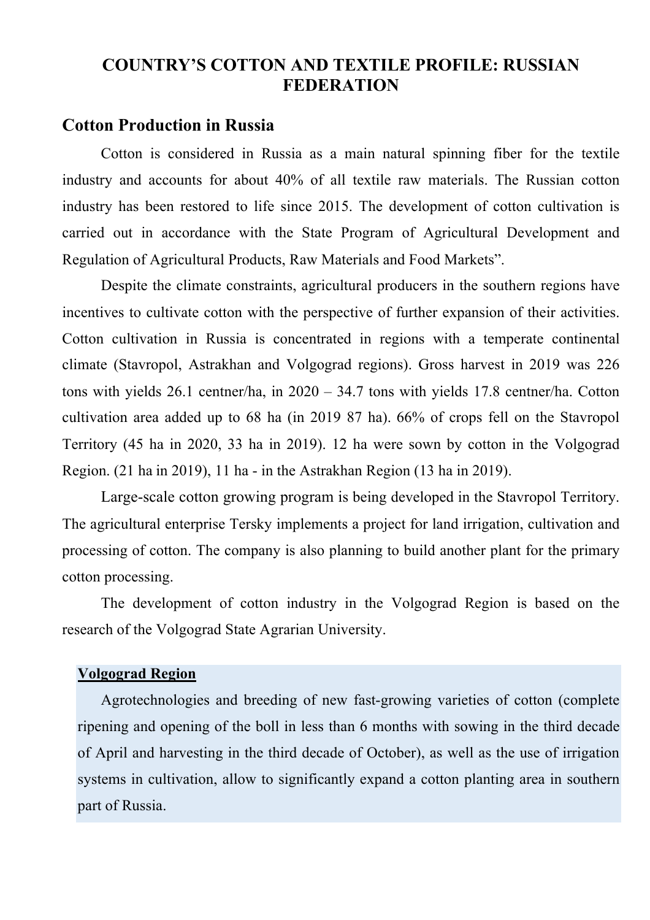# COUNTRY'S COTTON AND TEXTILE PROFILE: RUSSIAN FEDERATION

## Cotton Production in Russia

Cotton is considered in Russia as a main natural spinning fiber for the textile industry and accounts for about 40% of all textile raw materials. The Russian cotton industry has been restored to life since 2015. The development of cotton cultivation is carried out in accordance with the State Program of Agricultural Development and Regulation of Agricultural Products, Raw Materials and Food Markets".

Despite the climate constraints, agricultural producers in the southern regions have incentives to cultivate cotton with the perspective of further expansion of their activities. Cotton cultivation in Russia is concentrated in regions with a temperate continental climate (Stavropol, Astrakhan and Volgograd regions). Gross harvest in 2019 was 226 tons with yields 26.1 centner/ha, in 2020 – 34.7 tons with yields 17.8 centner/ha. Cotton cultivation area added up to 68 ha (in 2019 87 ha). 66% of crops fell on the Stavropol Territory (45 ha in 2020, 33 ha in 2019). 12 ha were sown by cotton in the Volgograd Region. (21 ha in 2019), 11 ha - in the Astrakhan Region (13 ha in 2019).

Large-scale cotton growing program is being developed in the Stavropol Territory. The agricultural enterprise Tersky implements a project for land irrigation, cultivation and processing of cotton. The company is also planning to build another plant for the primary cotton processing.

The development of cotton industry in the Volgograd Region is based on the research of the Volgograd State Agrarian University.

**Volgograd Region**

Agrotechnologies and breeding of new fast-growing varieties of cotton (complete ripening and opening of the boll in less than 6 months with sowing in the third decade of April and harvesting in the third decade of October), as well as the use of irrigation systems in cultivation, allow to significantly expand a cotton planting area in southern part of Russia.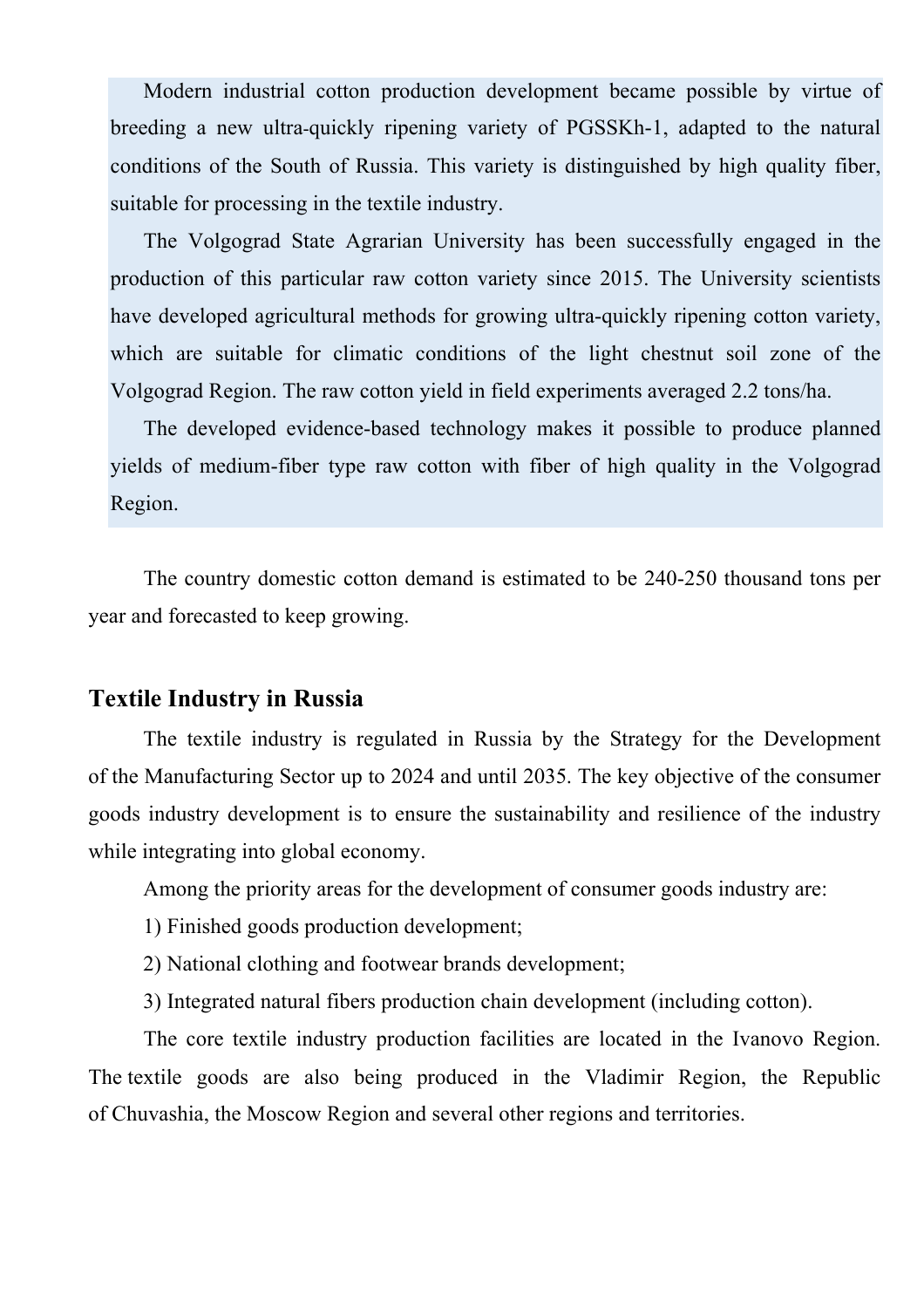Modern industrial cotton production development became possible by virtue of breeding a new ultra-quickly ripening variety of PGSSKh-1, adapted to the natural conditions of the South of Russia. This variety is distinguished by high quality fiber, suitable for processing in the textile industry.

The Volgograd State Agrarian University has been successfully engaged in the production of this particular raw cotton variety since 2015. The University scientists have developed agricultural methods for growing ultra-quickly ripening cotton variety, which are suitable for climatic conditions of the light chestnut soil zone of the Volgograd Region. The raw cotton yield in field experiments averaged 2.2 tons/ha.

The developed evidence-based technology makes it possible to produce planned yields of medium-fiber type raw cotton with fiber of high quality in the Volgograd Region.

The country domestic cotton demand is estimated to be 240-250 thousand tons per year and forecasted to keep growing.

## Textile Industry in Russia

The textile industry is regulated in Russia by the Strategy for the Development of the Manufacturing Sector up to 2024 and until 2035. The key objective of the consumer goods industry development is to ensure the sustainability and resilience of the industry while integrating into global economy.

Among the priority areas for the development of consumer goods industry are:

1) Finished goods production development;

2) National clothing and footwear brands development;

3) Integrated natural fibers production chain development (including cotton).

The core textile industry production facilities are located in the Ivanovo Region. The textile goods are also being produced in the Vladimir Region, the Republic of Chuvashia, the Moscow Region and several other regions and territories.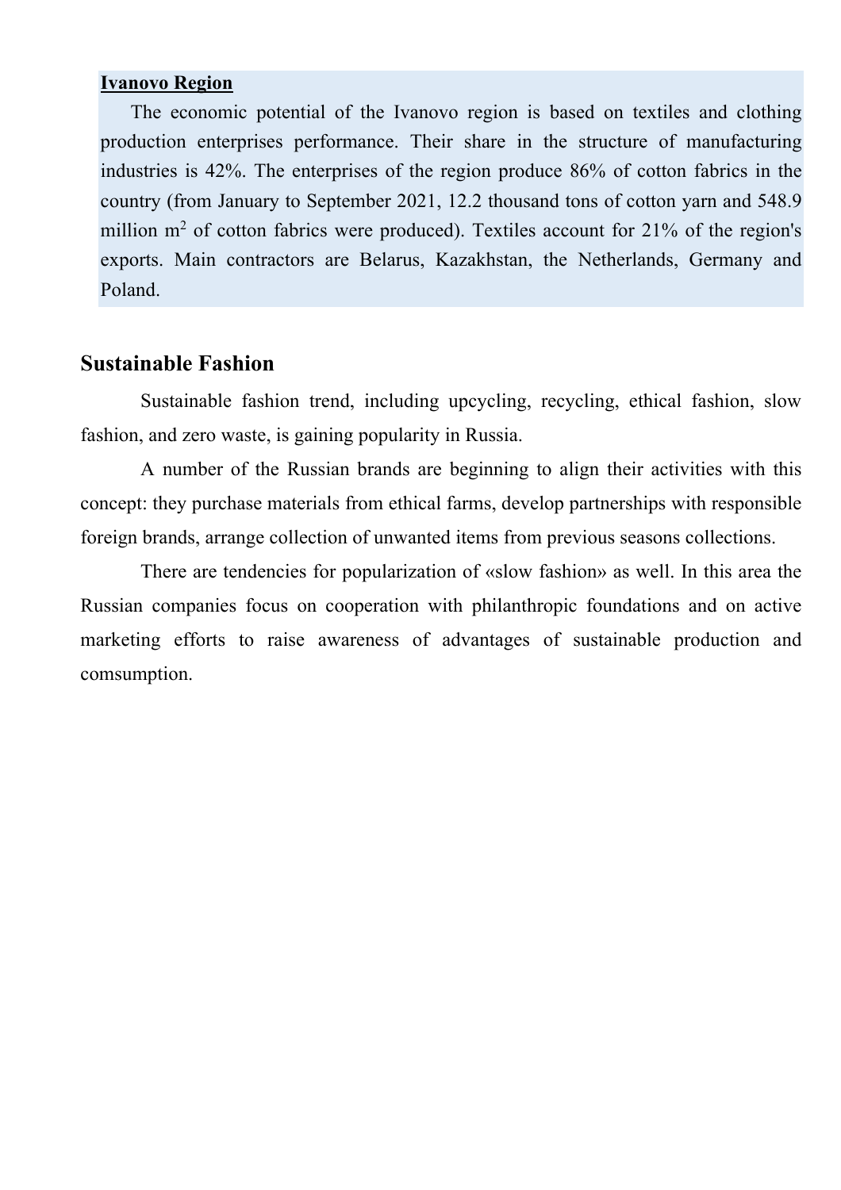**Ivanovo Region**

The economic potential of the Ivanovo region is based on textiles and clothing production enterprises performance. Their share in the structure of manufacturing industries is 42%. The enterprises of the region produce 86% of cotton fabrics in the country (from January to September 2021, 12.2 thousand tons of cotton yarn and 548.9 million $m^2$ of cotton fabrics were produced). Textiles account for 21% of the region's exports. Main contractors are Belarus, Kazakhstan, the Netherlands, Germany and Poland.

## Sustainable Fashion

Sustainable fashion trend, including upcycling, recycling, ethical fashion, slow fashion, and zero waste, is gaining popularity in Russia.

A number of the Russian brands are beginning to align their activities with this concept: they purchase materials from ethical farms, develop partnerships with responsible foreign brands, arrange collection of unwanted items from previous seasons collections.

There are tendencies for popularization of «slow fashion» as well. In this area the Russian companies focus on cooperation with philanthropic foundations and on active marketing efforts to raise awareness of advantages of sustainable production and comsumption.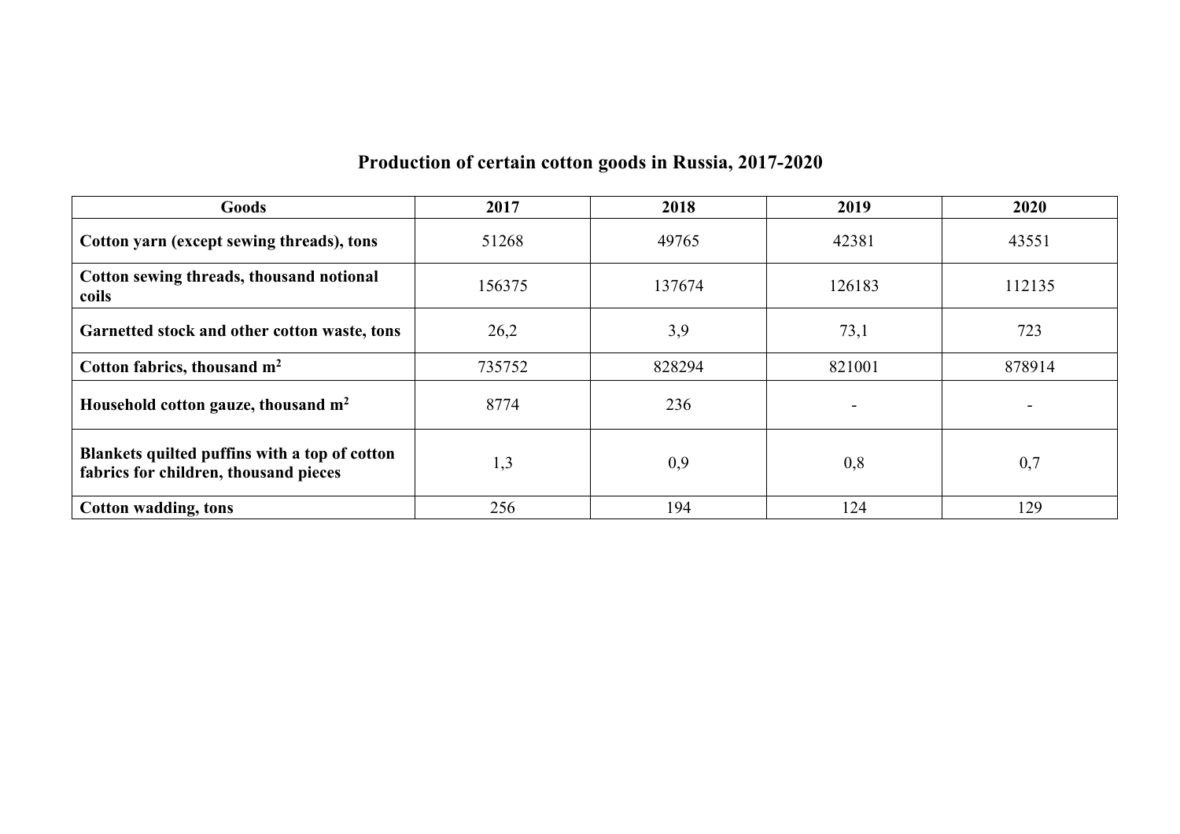## Production of certain cotton goods in Russia, 2017-2020

| Goods | 2017 | 2018 | 2019 | 2020 |
|---|---|---|---|---|
| **Cotton yarn (except sewing threads), tons** | 51268 | 49765 | 42381 | 43551 |
| **Cotton sewing threads, thousand notional coils** | 156375 | 137674 | 126183 | 112135 |
| **Garnetted stock and other cotton waste, tons** | 26,2 | 3,9 | 73,1 | 723 |
| **Cotton fabrics, thousand $m^2$** | 735752 | 828294 | 821001 | 878914 |
| **Household cotton gauze, thousand $m^2$** | 8774 | 236 | - | - |
| **Blankets quilted puffins with a top of cotton fabrics for children, thousand pieces** | 1,3 | 0,9 | 0,8 | 0,7 |
| **Cotton wadding, tons** | 256 | 194 | 124 | 129 |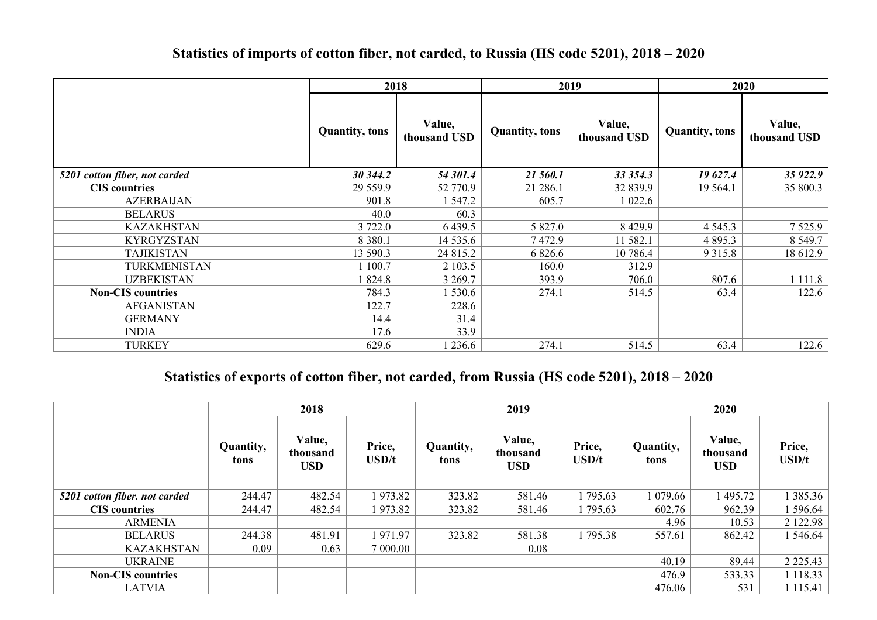## Statistics of imports of cotton fiber, not carded, to Russia (HS code 5201), 2018 – 2020

| | 2018 | | 2019 | | 2020 | |
|---|---|---|---|---|---|---|
| | Quantity, tons | Value, thousand USD | Quantity, tons | Value, thousand USD | Quantity, tons | Value, thousand USD |
| ***5201 cotton fiber, not carded*** | ***30 344.2*** | ***54 301.4*** | ***21 560.1*** | ***33 354.3*** | ***19 627.4*** | ***35 922.9*** |
| **CIS countries** | 29 559.9 | 52 770.9 | 21 286.1 | 32 839.9 | 19 564.1 | 35 800.3 |
| AZERBAIJAN | 901.8 | 1 547.2 | 605.7 | 1 022.6 | | |
| BELARUS | 40.0 | 60.3 | | | | |
| KAZAKHSTAN | 3 722.0 | 6 439.5 | 5 827.0 | 8 429.9 | 4 545.3 | 7 525.9 |
| KYRGYZSTAN | 8 380.1 | 14 535.6 | 7 472.9 | 11 582.1 | 4 895.3 | 8 549.7 |
| TAJIKISTAN | 13 590.3 | 24 815.2 | 6 826.6 | 10 786.4 | 9 315.8 | 18 612.9 |
| TURKMENISTAN | 1 100.7 | 2 103.5 | 160.0 | 312.9 | | |
| UZBEKISTAN | 1 824.8 | 3 269.7 | 393.9 | 706.0 | 807.6 | 1 111.8 |
| **Non-CIS countries** | 784.3 | 1 530.6 | 274.1 | 514.5 | 63.4 | 122.6 |
| AFGANISTAN | 122.7 | 228.6 | | | | |
| GERMANY | 14.4 | 31.4 | | | | |
| INDIA | 17.6 | 33.9 | | | | |
| TURKEY | 629.6 | 1 236.6 | 274.1 | 514.5 | 63.4 | 122.6 |

## Statistics of exports of cotton fiber, not carded, from Russia (HS code 5201), 2018 – 2020

| | 2018 | | | 2019 | | | 2020 | | |
|---|---|---|---|---|---|---|---|---|---|
| | Quantity, tons | Value, thousand USD | Price, USD/t | Quantity, tons | Value, thousand USD | Price, USD/t | Quantity, tons | Value, thousand USD | Price, USD/t |
| ***5201 cotton fiber. not carded*** | 244.47 | 482.54 | 1 973.82 | 323.82 | 581.46 | 1 795.63 | 1 079.66 | 1 495.72 | 1 385.36 |
| **CIS countries** | 244.47 | 482.54 | 1 973.82 | 323.82 | 581.46 | 1 795.63 | 602.76 | 962.39 | 1 596.64 |
| ARMENIA | | | | | | | 4.96 | 10.53 | 2 122.98 |
| BELARUS | 244.38 | 481.91 | 1 971.97 | 323.82 | 581.38 | 1 795.38 | 557.61 | 862.42 | 1 546.64 |
| KAZAKHSTAN | 0.09 | 0.63 | 7 000.00 | | 0.08 | | | | |
| UKRAINE | | | | | | | 40.19 | 89.44 | 2 225.43 |
| **Non-CIS countries** | | | | | | | 476.9 | 533.33 | 1 118.33 |
| LATVIA | | | | | | | 476.06 | 531 | 1 115.41 |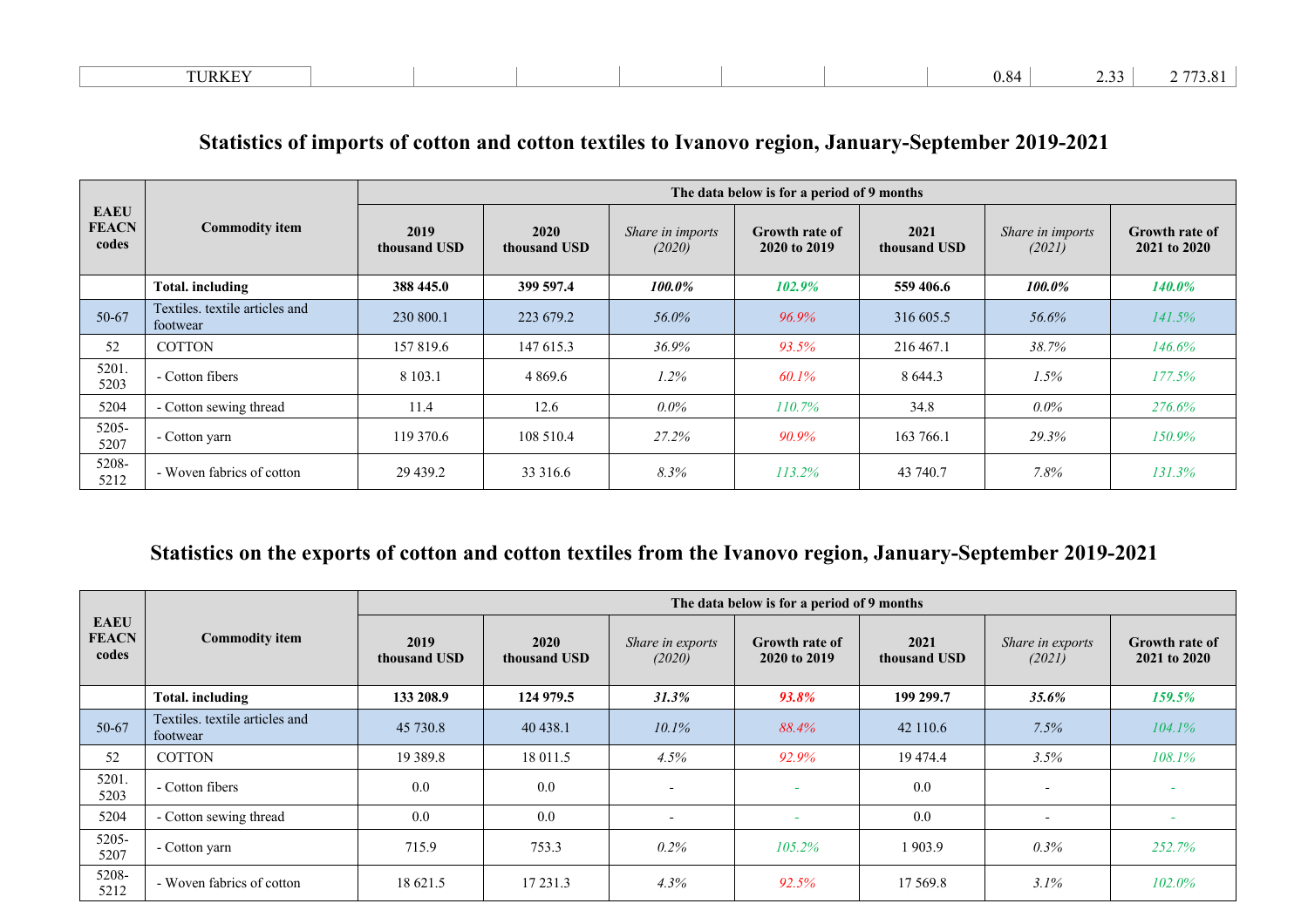| TURKEY | | | | | | | 0.84 | 2.33 | 2 773.81 |
|---|---|---|---|---|---|---|---|---|---|

## Statistics of imports of cotton and cotton textiles to Ivanovo region, January-September 2019-2021

| EAEU FEACN codes | Commodity item | The data below is for a period of 9 months | | | | | | |
|---|---|---|---|---|---|---|---|---|
| | | 2019 thousand USD | 2020 thousand USD | *Share in imports (2020)* | Growth rate of 2020 to 2019 | 2021 thousand USD | *Share in imports (2021)* | Growth rate of 2021 to 2020 |
| | **Total. including** | **388 445.0** | **399 597.4** | ***100.0%*** | ***102.9%*** | **559 406.6** | ***100.0%*** | ***140.0%*** |
| 50-67 | Textiles. textile articles and footwear | 230 800.1 | 223 679.2 | *56.0%* | *96.9%* | 316 605.5 | *56.6%* | *141.5%* |
| 52 | COTTON | 157 819.6 | 147 615.3 | *36.9%* | *93.5%* | 216 467.1 | *38.7%* | *146.6%* |
| 5201. 5203 | - Cotton fibers | 8 103.1 | 4 869.6 | *1.2%* | *60.1%* | 8 644.3 | *1.5%* | *177.5%* |
| 5204 | - Cotton sewing thread | 11.4 | 12.6 | *0.0%* | *110.7%* | 34.8 | *0.0%* | *276.6%* |
| 5205-5207 | - Cotton yarn | 119 370.6 | 108 510.4 | *27.2%* | *90.9%* | 163 766.1 | *29.3%* | *150.9%* |
| 5208-5212 | - Woven fabrics of cotton | 29 439.2 | 33 316.6 | *8.3%* | *113.2%* | 43 740.7 | *7.8%* | *131.3%* |

## Statistics on the exports of cotton and cotton textiles from the Ivanovo region, January-September 2019-2021

| EAEU FEACN codes | Commodity item | The data below is for a period of 9 months | | | | | | |
|---|---|---|---|---|---|---|---|---|
| | | 2019 thousand USD | 2020 thousand USD | *Share in exports (2020)* | Growth rate of 2020 to 2019 | 2021 thousand USD | *Share in exports (2021)* | Growth rate of 2021 to 2020 |
| | **Total. including** | **133 208.9** | **124 979.5** | ***31.3%*** | ***93.8%*** | **199 299.7** | ***35.6%*** | ***159.5%*** |
| 50-67 | Textiles. textile articles and footwear | 45 730.8 | 40 438.1 | *10.1%* | *88.4%* | 42 110.6 | *7.5%* | *104.1%* |
| 52 | COTTON | 19 389.8 | 18 011.5 | *4.5%* | *92.9%* | 19 474.4 | *3.5%* | *108.1%* |
| 5201. 5203 | - Cotton fibers | 0.0 | 0.0 | - | - | 0.0 | - | - |
| 5204 | - Cotton sewing thread | 0.0 | 0.0 | - | - | 0.0 | - | - |
| 5205-5207 | - Cotton yarn | 715.9 | 753.3 | *0.2%* | *105.2%* | 1 903.9 | *0.3%* | *252.7%* |
| 5208-5212 | - Woven fabrics of cotton | 18 621.5 | 17 231.3 | *4.3%* | *92.5%* | 17 569.8 | *3.1%* | *102.0%* |